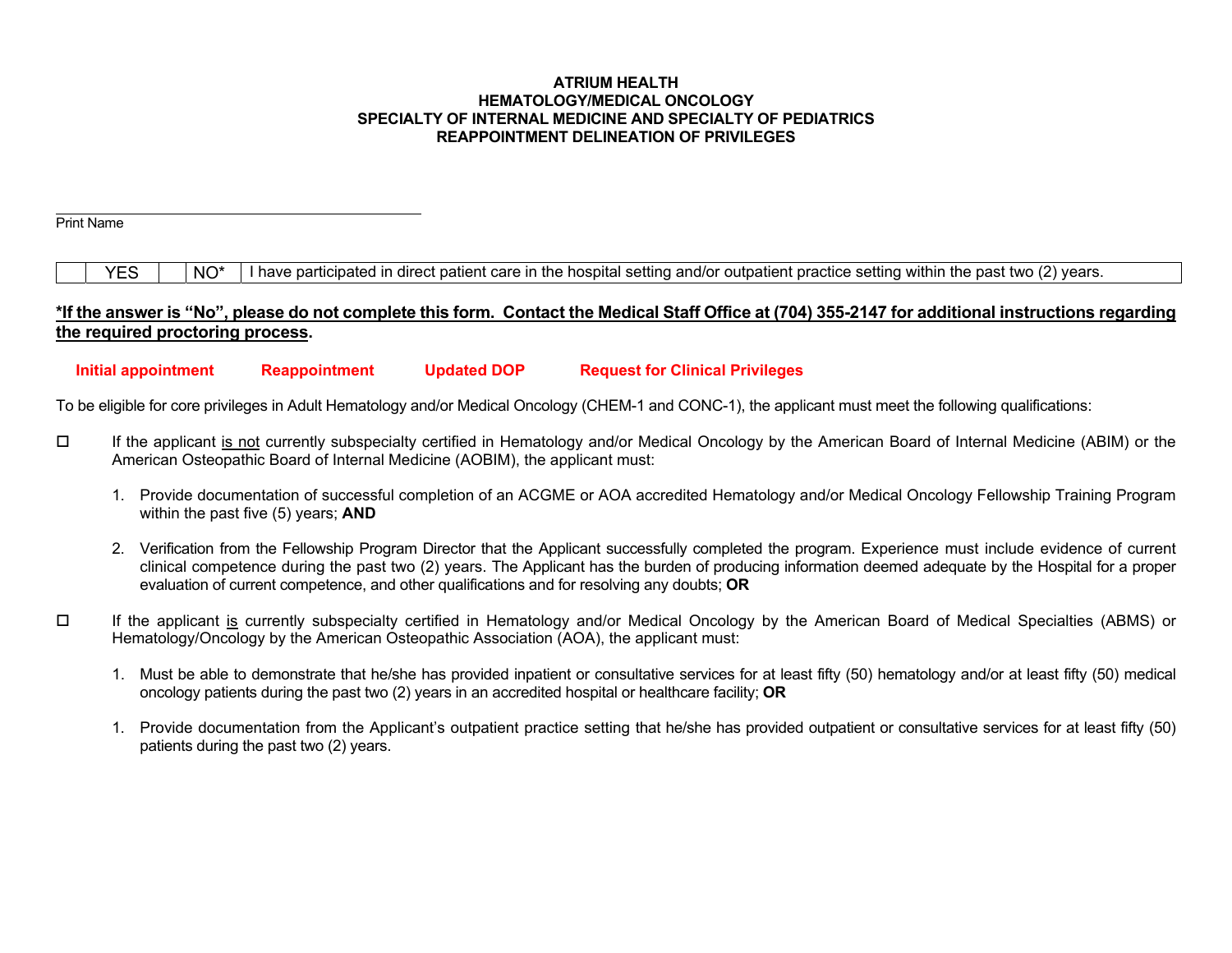**ATRIUM HEALTH**
**HEMATOLOGY/MEDICAL ONCOLOGY**
**SPECIALTY OF INTERNAL MEDICINE AND SPECIALTY OF PEDIATRICS**
**REAPPOINTMENT DELINEATION OF PRIVILEGES**

______________________________________
Print Name

| | YES | | NO* | I have participated in direct patient care in the hospital setting and/or outpatient practice setting within the past two (2) years. |
|---|---|---|---|---|

**\*If the answer is "No", please do not complete this form. Contact the Medical Staff Office at (704) 355-2147 for additional instructions regarding the required proctoring process.**

**Initial appointment** **Reappointment** **Updated DOP** **Request for Clinical Privileges**

To be eligible for core privileges in Adult Hematology and/or Medical Oncology (CHEM-1 and CONC-1), the applicant must meet the following qualifications:

☐ If the applicant is not currently subspecialty certified in Hematology and/or Medical Oncology by the American Board of Internal Medicine (ABIM) or the American Osteopathic Board of Internal Medicine (AOBIM), the applicant must:

1. Provide documentation of successful completion of an ACGME or AOA accredited Hematology and/or Medical Oncology Fellowship Training Program within the past five (5) years; **AND**

2. Verification from the Fellowship Program Director that the Applicant successfully completed the program. Experience must include evidence of current clinical competence during the past two (2) years. The Applicant has the burden of producing information deemed adequate by the Hospital for a proper evaluation of current competence, and other qualifications and for resolving any doubts; **OR**

☐ If the applicant is currently subspecialty certified in Hematology and/or Medical Oncology by the American Board of Medical Specialties (ABMS) or Hematology/Oncology by the American Osteopathic Association (AOA), the applicant must:

1. Must be able to demonstrate that he/she has provided inpatient or consultative services for at least fifty (50) hematology and/or at least fifty (50) medical oncology patients during the past two (2) years in an accredited hospital or healthcare facility; **OR**

1. Provide documentation from the Applicant's outpatient practice setting that he/she has provided outpatient or consultative services for at least fifty (50) patients during the past two (2) years.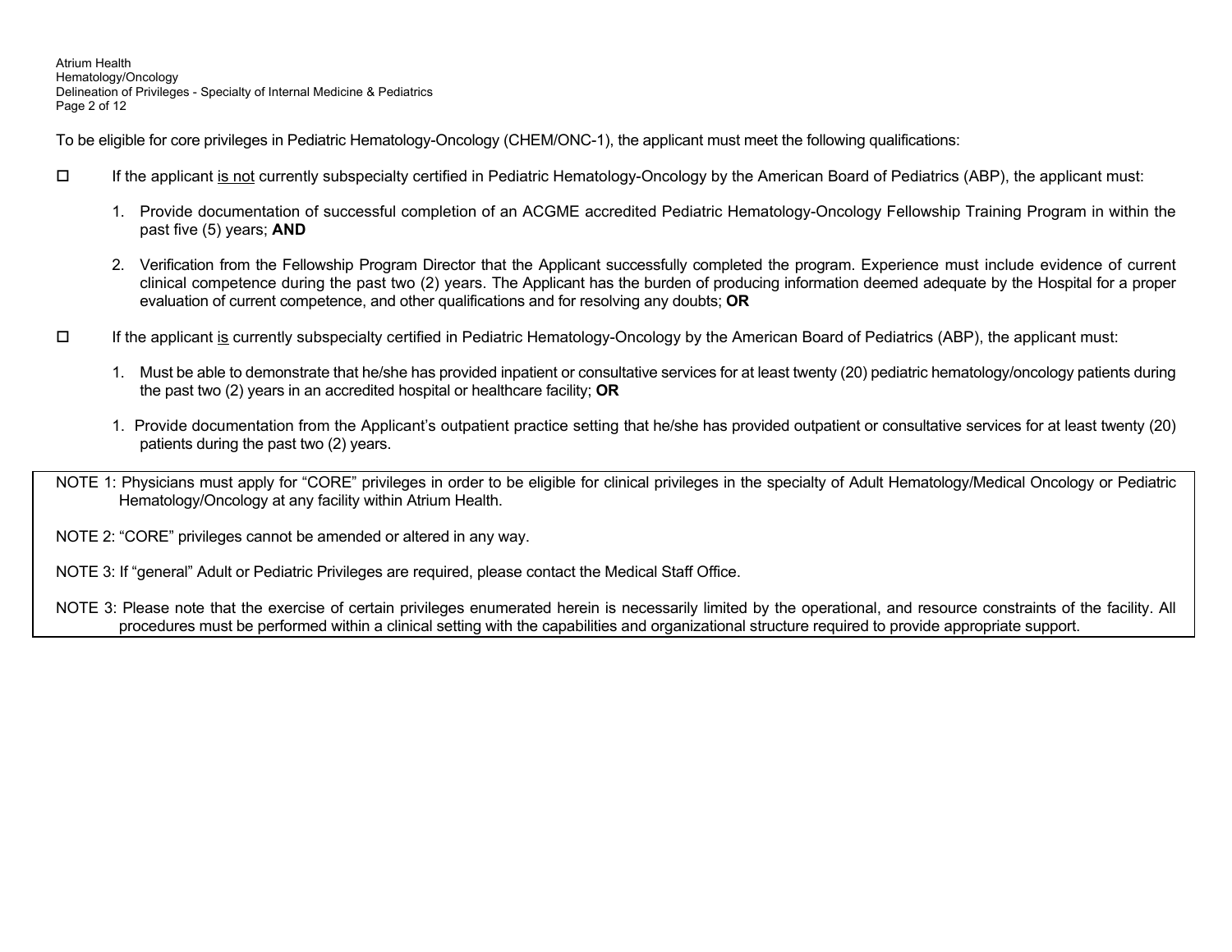To be eligible for core privileges in Pediatric Hematology-Oncology (CHEM/ONC-1), the applicant must meet the following qualifications:

- ☐ If the applicant is not currently subspecialty certified in Pediatric Hematology-Oncology by the American Board of Pediatrics (ABP), the applicant must:

  1. Provide documentation of successful completion of an ACGME accredited Pediatric Hematology-Oncology Fellowship Training Program in within the past five (5) years; **AND**

  2. Verification from the Fellowship Program Director that the Applicant successfully completed the program. Experience must include evidence of current clinical competence during the past two (2) years. The Applicant has the burden of producing information deemed adequate by the Hospital for a proper evaluation of current competence, and other qualifications and for resolving any doubts; **OR**

- ☐ If the applicant is currently subspecialty certified in Pediatric Hematology-Oncology by the American Board of Pediatrics (ABP), the applicant must:

  1. Must be able to demonstrate that he/she has provided inpatient or consultative services for at least twenty (20) pediatric hematology/oncology patients during the past two (2) years in an accredited hospital or healthcare facility; **OR**

  1. Provide documentation from the Applicant's outpatient practice setting that he/she has provided outpatient or consultative services for at least twenty (20) patients during the past two (2) years.

NOTE 1: Physicians must apply for "CORE" privileges in order to be eligible for clinical privileges in the specialty of Adult Hematology/Medical Oncology or Pediatric Hematology/Oncology at any facility within Atrium Health.

NOTE 2: "CORE" privileges cannot be amended or altered in any way.

NOTE 3: If "general" Adult or Pediatric Privileges are required, please contact the Medical Staff Office.

NOTE 3: Please note that the exercise of certain privileges enumerated herein is necessarily limited by the operational, and resource constraints of the facility. All procedures must be performed within a clinical setting with the capabilities and organizational structure required to provide appropriate support.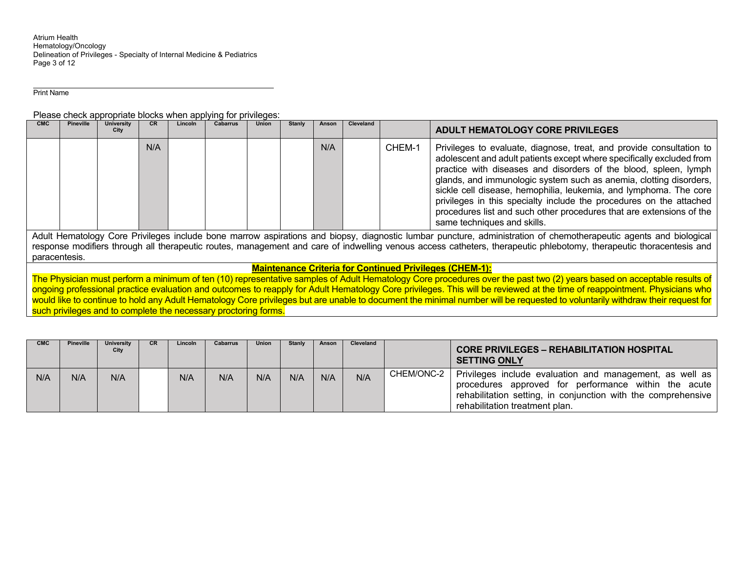Print Name

Please check appropriate blocks when applying for privileges:

| CMC | Pineville | University City | CR | Lincoln | Cabarrus | Union | Stanly | Anson | Cleveland | | ADULT HEMATOLOGY CORE PRIVILEGES |
|---|---|---|---|---|---|---|---|---|---|---|---|
| | | | N/A | | | | | N/A | | CHEM-1 | Privileges to evaluate, diagnose, treat, and provide consultation to adolescent and adult patients except where specifically excluded from practice with diseases and disorders of the blood, spleen, lymph glands, and immunologic system such as anemia, clotting disorders, sickle cell disease, hemophilia, leukemia, and lymphoma. The core privileges in this specialty include the procedures on the attached procedures list and such other procedures that are extensions of the same techniques and skills. |

Adult Hematology Core Privileges include bone marrow aspirations and biopsy, diagnostic lumbar puncture, administration of chemotherapeutic agents and biological response modifiers through all therapeutic routes, management and care of indwelling venous access catheters, therapeutic phlebotomy, therapeutic thoracentesis and paracentesis.

**Maintenance Criteria for Continued Privileges (CHEM-1):**

The Physician must perform a minimum of ten (10) representative samples of Adult Hematology Core procedures over the past two (2) years based on acceptable results of ongoing professional practice evaluation and outcomes to reapply for Adult Hematology Core privileges. This will be reviewed at the time of reappointment. Physicians who would like to continue to hold any Adult Hematology Core privileges but are unable to document the minimal number will be requested to voluntarily withdraw their request for such privileges and to complete the necessary proctoring forms.

| CMC | Pineville | University City | CR | Lincoln | Cabarrus | Union | Stanly | Anson | Cleveland | | CORE PRIVILEGES – REHABILITATION HOSPITAL SETTING ONLY |
|---|---|---|---|---|---|---|---|---|---|---|---|
| N/A | N/A | N/A | | N/A | N/A | N/A | N/A | N/A | N/A | CHEM/ONC-2 | Privileges include evaluation and management, as well as procedures approved for performance within the acute rehabilitation setting, in conjunction with the comprehensive rehabilitation treatment plan. |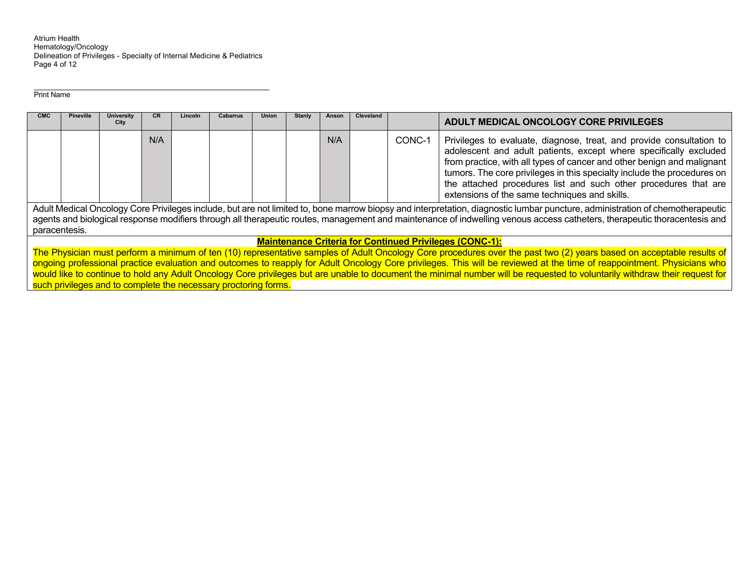Print Name

| CMC | Pineville | University City | CR | Lincoln | Cabarrus | Union | Stanly | Anson | Cleveland | | ADULT MEDICAL ONCOLOGY CORE PRIVILEGES |
|---|---|---|---|---|---|---|---|---|---|---|---|
| | | | N/A | | | | | N/A | | CONC-1 | Privileges to evaluate, diagnose, treat, and provide consultation to adolescent and adult patients, except where specifically excluded from practice, with all types of cancer and other benign and malignant tumors. The core privileges in this specialty include the procedures on the attached procedures list and such other procedures that are extensions of the same techniques and skills. |

Adult Medical Oncology Core Privileges include, but are not limited to, bone marrow biopsy and interpretation, diagnostic lumbar puncture, administration of chemotherapeutic agents and biological response modifiers through all therapeutic routes, management and maintenance of indwelling venous access catheters, therapeutic thoracentesis and paracentesis.

**Maintenance Criteria for Continued Privileges (CONC-1):**

The Physician must perform a minimum of ten (10) representative samples of Adult Oncology Core procedures over the past two (2) years based on acceptable results of ongoing professional practice evaluation and outcomes to reapply for Adult Oncology Core privileges. This will be reviewed at the time of reappointment. Physicians who would like to continue to hold any Adult Oncology Core privileges but are unable to document the minimal number will be requested to voluntarily withdraw their request for such privileges and to complete the necessary proctoring forms.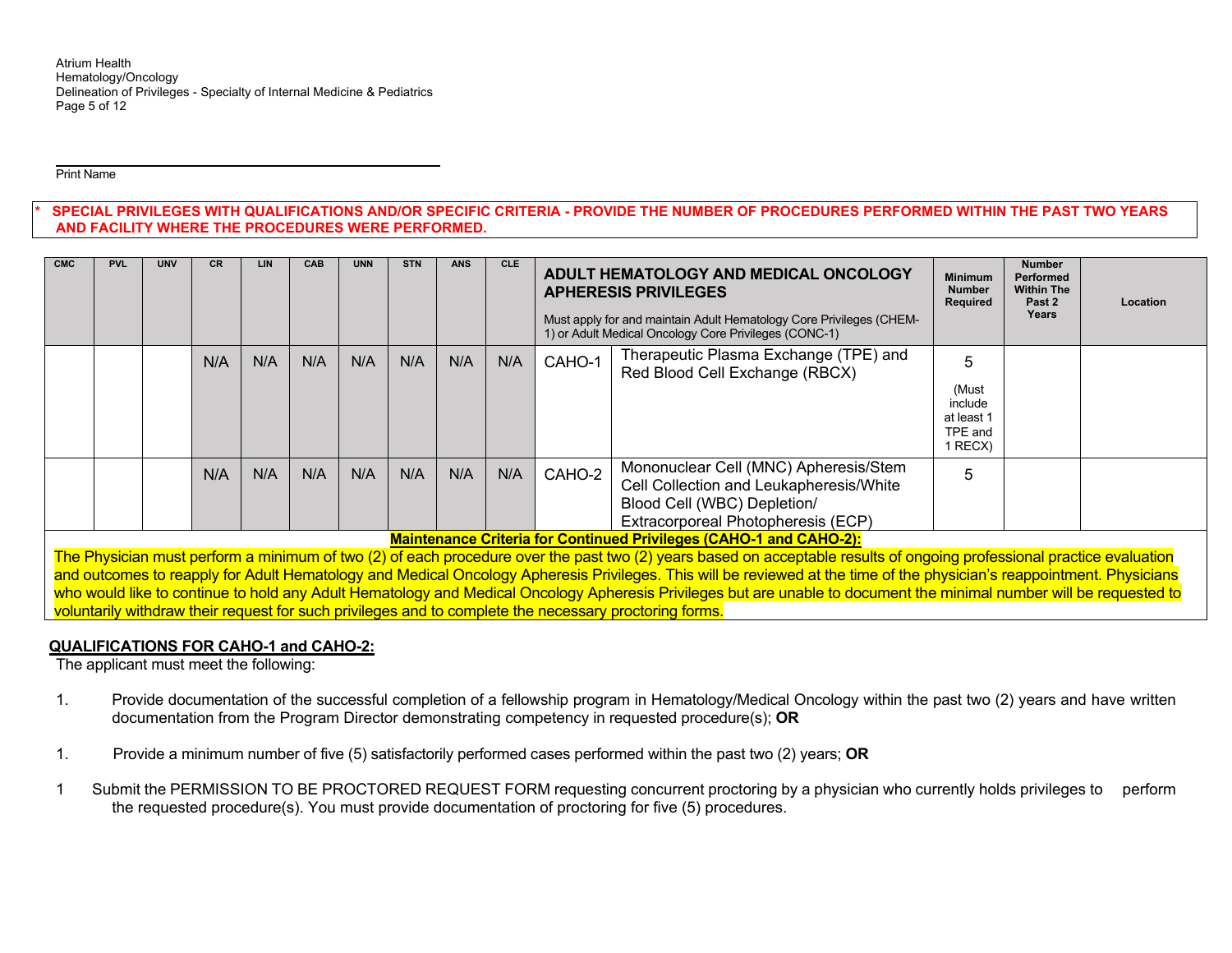Print Name

**\* SPECIAL PRIVILEGES WITH QUALIFICATIONS AND/OR SPECIFIC CRITERIA - PROVIDE THE NUMBER OF PROCEDURES PERFORMED WITHIN THE PAST TWO YEARS AND FACILITY WHERE THE PROCEDURES WERE PERFORMED.**

| CMC | PVL | UNV | CR | LIN | CAB | UNN | STN | ANS | CLE | **ADULT HEMATOLOGY AND MEDICAL ONCOLOGY APHERESIS PRIVILEGES**<br>Must apply for and maintain Adult Hematology Core Privileges (CHEM-1) or Adult Medical Oncology Core Privileges (CONC-1) | | Minimum Number Required | Number Performed Within The Past 2 Years | Location |
|---|---|---|---|---|---|---|---|---|---|---|---|---|---|---|
| | | | N/A | N/A | N/A | N/A | N/A | N/A | N/A | CAHO-1 | Therapeutic Plasma Exchange (TPE) and Red Blood Cell Exchange (RBCX) | 5<br>(Must include at least 1 TPE and 1 RECX) | | |
| | | | N/A | N/A | N/A | N/A | N/A | N/A | N/A | CAHO-2 | Mononuclear Cell (MNC) Apheresis/Stem Cell Collection and Leukapheresis/White Blood Cell (WBC) Depletion/ Extracorporeal Photopheresis (ECP) | 5 | | |

**Maintenance Criteria for Continued Privileges (CAHO-1 and CAHO-2):**

The Physician must perform a minimum of two (2) of each procedure over the past two (2) years based on acceptable results of ongoing professional practice evaluation and outcomes to reapply for Adult Hematology and Medical Oncology Apheresis Privileges. This will be reviewed at the time of the physician's reappointment. Physicians who would like to continue to hold any Adult Hematology and Medical Oncology Apheresis Privileges but are unable to document the minimal number will be requested to voluntarily withdraw their request for such privileges and to complete the necessary proctoring forms.

**QUALIFICATIONS FOR CAHO-1 and CAHO-2:**

The applicant must meet the following:

1. Provide documentation of the successful completion of a fellowship program in Hematology/Medical Oncology within the past two (2) years and have written documentation from the Program Director demonstrating competency in requested procedure(s); **OR**

1. Provide a minimum number of five (5) satisfactorily performed cases performed within the past two (2) years; **OR**

1 Submit the PERMISSION TO BE PROCTORED REQUEST FORM requesting concurrent proctoring by a physician who currently holds privileges to perform the requested procedure(s). You must provide documentation of proctoring for five (5) procedures.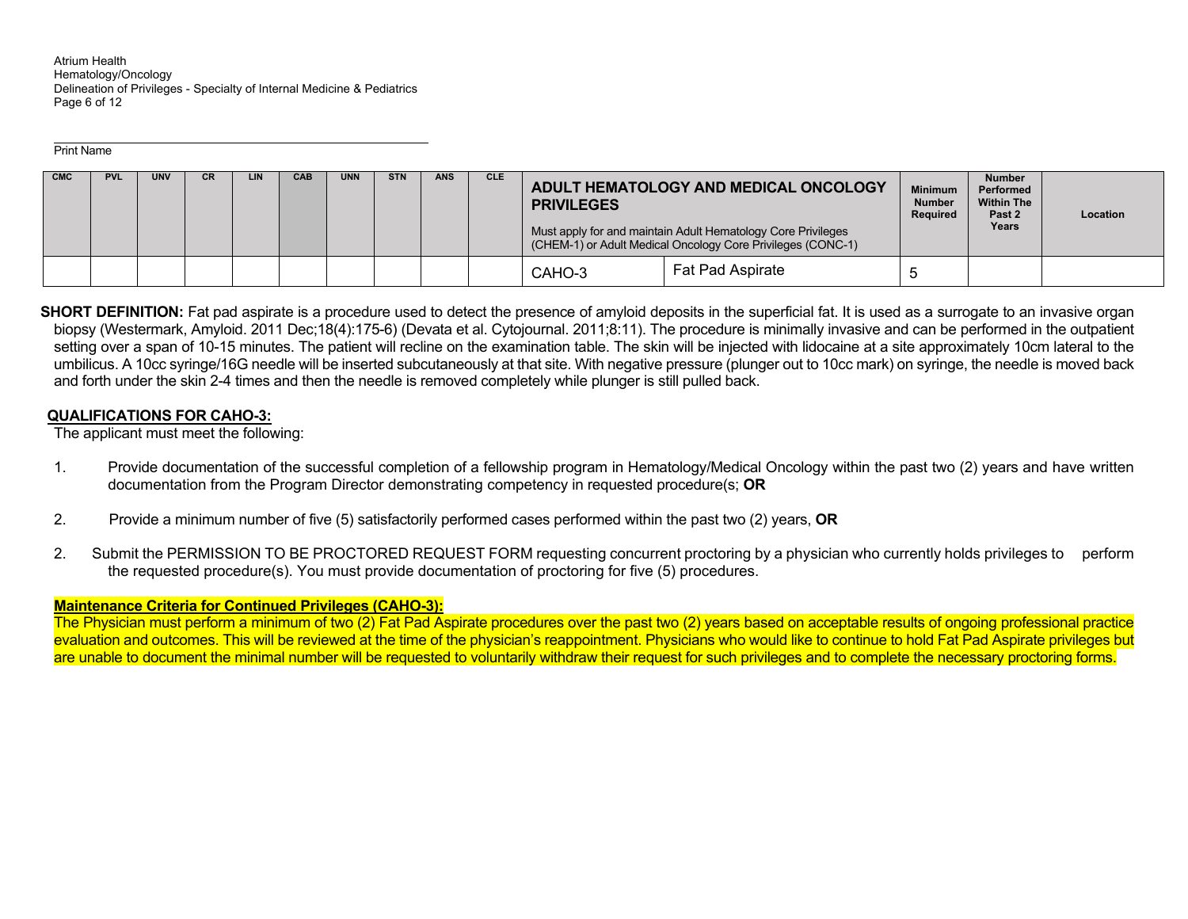Print Name

| CMC | PVL | UNV | CR | LIN | CAB | UNN | STN | ANS | CLE | **ADULT HEMATOLOGY AND MEDICAL ONCOLOGY PRIVILEGES** Must apply for and maintain Adult Hematology Core Privileges (CHEM-1) or Adult Medical Oncology Core Privileges (CONC-1) | | Minimum Number Required | Number Performed Within The Past 2 Years | Location |
|---|---|---|---|---|---|---|---|---|---|---|---|---|---|---|
| | | | | | | | | | | CAHO-3 | Fat Pad Aspirate | 5 | | |

**SHORT DEFINITION:** Fat pad aspirate is a procedure used to detect the presence of amyloid deposits in the superficial fat. It is used as a surrogate to an invasive organ biopsy (Westermark, Amyloid. 2011 Dec;18(4):175-6) (Devata et al. Cytojournal. 2011;8:11). The procedure is minimally invasive and can be performed in the outpatient setting over a span of 10-15 minutes. The patient will recline on the examination table. The skin will be injected with lidocaine at a site approximately 10cm lateral to the umbilicus. A 10cc syringe/16G needle will be inserted subcutaneously at that site. With negative pressure (plunger out to 10cc mark) on syringe, the needle is moved back and forth under the skin 2-4 times and then the needle is removed completely while plunger is still pulled back.

**QUALIFICATIONS FOR CAHO-3:**

The applicant must meet the following:

1. Provide documentation of the successful completion of a fellowship program in Hematology/Medical Oncology within the past two (2) years and have written documentation from the Program Director demonstrating competency in requested procedure(s; **OR**

2. Provide a minimum number of five (5) satisfactorily performed cases performed within the past two (2) years, **OR**

2. Submit the PERMISSION TO BE PROCTORED REQUEST FORM requesting concurrent proctoring by a physician who currently holds privileges to perform the requested procedure(s). You must provide documentation of proctoring for five (5) procedures.

**Maintenance Criteria for Continued Privileges (CAHO-3):**

The Physician must perform a minimum of two (2) Fat Pad Aspirate procedures over the past two (2) years based on acceptable results of ongoing professional practice evaluation and outcomes. This will be reviewed at the time of the physician's reappointment. Physicians who would like to continue to hold Fat Pad Aspirate privileges but are unable to document the minimal number will be requested to voluntarily withdraw their request for such privileges and to complete the necessary proctoring forms.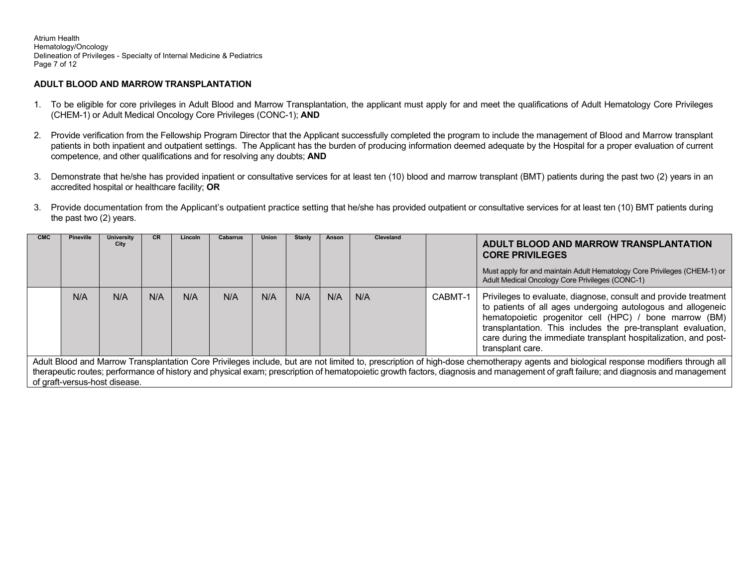## ADULT BLOOD AND MARROW TRANSPLANTATION

1. To be eligible for core privileges in Adult Blood and Marrow Transplantation, the applicant must apply for and meet the qualifications of Adult Hematology Core Privileges (CHEM-1) or Adult Medical Oncology Core Privileges (CONC-1); **AND**

2. Provide verification from the Fellowship Program Director that the Applicant successfully completed the program to include the management of Blood and Marrow transplant patients in both inpatient and outpatient settings. The Applicant has the burden of producing information deemed adequate by the Hospital for a proper evaluation of current competence, and other qualifications and for resolving any doubts; **AND**

3. Demonstrate that he/she has provided inpatient or consultative services for at least ten (10) blood and marrow transplant (BMT) patients during the past two (2) years in an accredited hospital or healthcare facility; **OR**

3. Provide documentation from the Applicant's outpatient practice setting that he/she has provided outpatient or consultative services for at least ten (10) BMT patients during the past two (2) years.

| CMC | Pineville | University City | CR | Lincoln | Cabarrus | Union | Stanly | Anson | Cleveland | | **ADULT BLOOD AND MARROW TRANSPLANTATION CORE PRIVILEGES**<br>Must apply for and maintain Adult Hematology Core Privileges (CHEM-1) or Adult Medical Oncology Core Privileges (CONC-1) |
|---|---|---|---|---|---|---|---|---|---|---|---|
| | N/A | N/A | N/A | N/A | N/A | N/A | N/A | N/A | N/A | CABMT-1 | Privileges to evaluate, diagnose, consult and provide treatment to patients of all ages undergoing autologous and allogeneic hematopoietic progenitor cell (HPC) / bone marrow (BM) transplantation. This includes the pre-transplant evaluation, care during the immediate transplant hospitalization, and post-transplant care. |

Adult Blood and Marrow Transplantation Core Privileges include, but are not limited to, prescription of high-dose chemotherapy agents and biological response modifiers through all therapeutic routes; performance of history and physical exam; prescription of hematopoietic growth factors, diagnosis and management of graft failure; and diagnosis and management of graft-versus-host disease.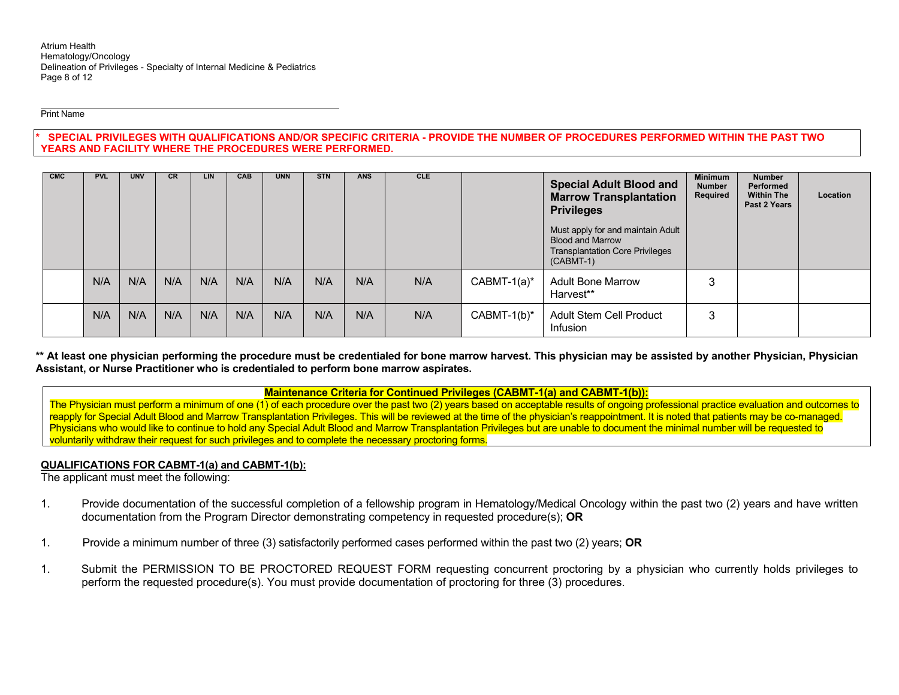Print Name

**\* SPECIAL PRIVILEGES WITH QUALIFICATIONS AND/OR SPECIFIC CRITERIA - PROVIDE THE NUMBER OF PROCEDURES PERFORMED WITHIN THE PAST TWO YEARS AND FACILITY WHERE THE PROCEDURES WERE PERFORMED.**

| CMC | PVL | UNV | CR | LIN | CAB | UNN | STN | ANS | CLE | | **Special Adult Blood and Marrow Transplantation Privileges** Must apply for and maintain Adult Blood and Marrow Transplantation Core Privileges (CABMT-1) | Minimum Number Required | Number Performed Within The Past 2 Years | Location |
|---|---|---|---|---|---|---|---|---|---|---|---|---|---|---|
| | N/A | N/A | N/A | N/A | N/A | N/A | N/A | N/A | N/A | CABMT-1(a)* | Adult Bone Marrow Harvest** | 3 | | |
| | N/A | N/A | N/A | N/A | N/A | N/A | N/A | N/A | N/A | CABMT-1(b)* | Adult Stem Cell Product Infusion | 3 | | |

**\*\* At least one physician performing the procedure must be credentialed for bone marrow harvest. This physician may be assisted by another Physician, Physician Assistant, or Nurse Practitioner who is credentialed to perform bone marrow aspirates.**

**Maintenance Criteria for Continued Privileges (CABMT-1(a) and CABMT-1(b)):**

The Physician must perform a minimum of one (1) of each procedure over the past two (2) years based on acceptable results of ongoing professional practice evaluation and outcomes to reapply for Special Adult Blood and Marrow Transplantation Privileges. This will be reviewed at the time of the physician's reappointment. It is noted that patients may be co-managed. Physicians who would like to continue to hold any Special Adult Blood and Marrow Transplantation Privileges but are unable to document the minimal number will be requested to voluntarily withdraw their request for such privileges and to complete the necessary proctoring forms.

**QUALIFICATIONS FOR CABMT-1(a) and CABMT-1(b):**

The applicant must meet the following:

1. Provide documentation of the successful completion of a fellowship program in Hematology/Medical Oncology within the past two (2) years and have written documentation from the Program Director demonstrating competency in requested procedure(s); **OR**

1. Provide a minimum number of three (3) satisfactorily performed cases performed within the past two (2) years; **OR**

1. Submit the PERMISSION TO BE PROCTORED REQUEST FORM requesting concurrent proctoring by a physician who currently holds privileges to perform the requested procedure(s). You must provide documentation of proctoring for three (3) procedures.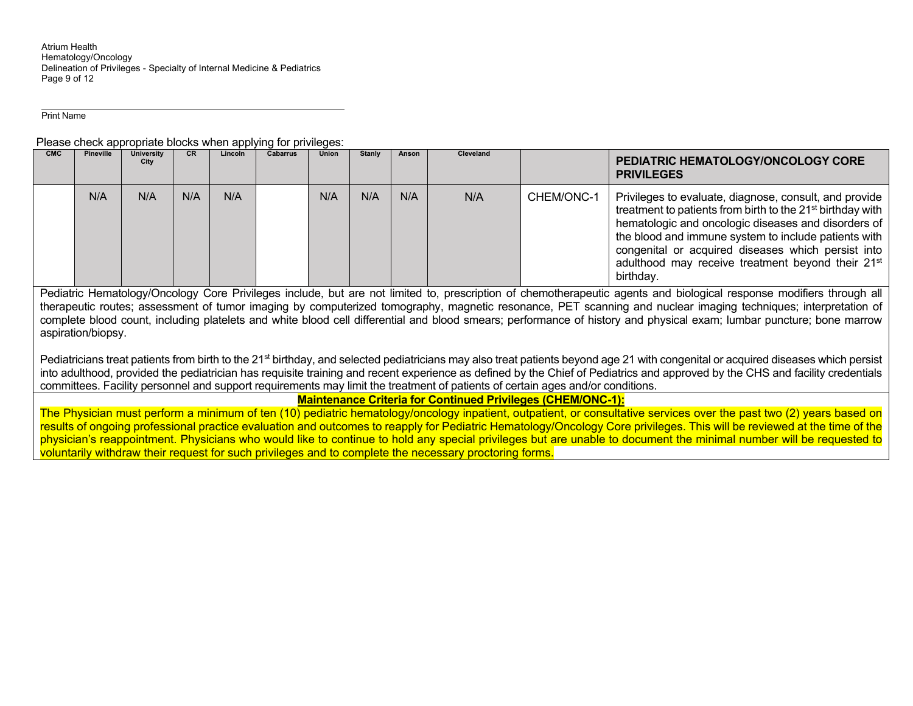Print Name

Please check appropriate blocks when applying for privileges:

| CMC | Pineville | University City | CR | Lincoln | Cabarrus | Union | Stanly | Anson | Cleveland | | PEDIATRIC HEMATOLOGY/ONCOLOGY CORE PRIVILEGES |
|---|---|---|---|---|---|---|---|---|---|---|---|
| | N/A | N/A | N/A | N/A | | N/A | N/A | N/A | N/A | CHEM/ONC-1 | Privileges to evaluate, diagnose, consult, and provide treatment to patients from birth to the 21st birthday with hematologic and oncologic diseases and disorders of the blood and immune system to include patients with congenital or acquired diseases which persist into adulthood may receive treatment beyond their 21st birthday. |

Pediatric Hematology/Oncology Core Privileges include, but are not limited to, prescription of chemotherapeutic agents and biological response modifiers through all therapeutic routes; assessment of tumor imaging by computerized tomography, magnetic resonance, PET scanning and nuclear imaging techniques; interpretation of complete blood count, including platelets and white blood cell differential and blood smears; performance of history and physical exam; lumbar puncture; bone marrow aspiration/biopsy.

Pediatricians treat patients from birth to the 21st birthday, and selected pediatricians may also treat patients beyond age 21 with congenital or acquired diseases which persist into adulthood, provided the pediatrician has requisite training and recent experience as defined by the Chief of Pediatrics and approved by the CHS and facility credentials committees. Facility personnel and support requirements may limit the treatment of patients of certain ages and/or conditions.

**Maintenance Criteria for Continued Privileges (CHEM/ONC-1):**

The Physician must perform a minimum of ten (10) pediatric hematology/oncology inpatient, outpatient, or consultative services over the past two (2) years based on results of ongoing professional practice evaluation and outcomes to reapply for Pediatric Hematology/Oncology Core privileges. This will be reviewed at the time of the physician's reappointment. Physicians who would like to continue to hold any special privileges but are unable to document the minimal number will be requested to voluntarily withdraw their request for such privileges and to complete the necessary proctoring forms.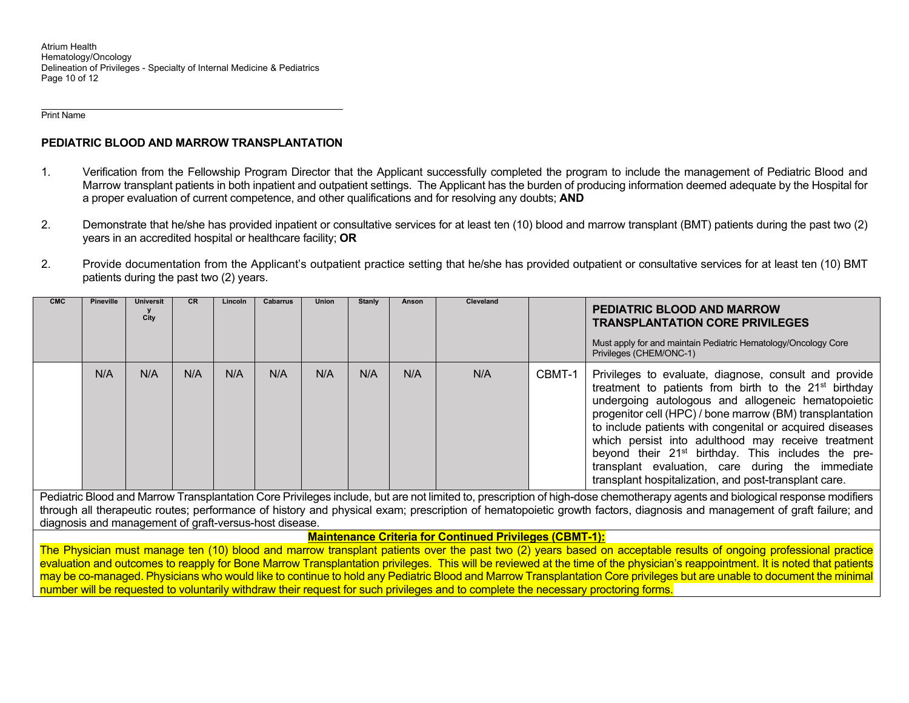Print Name

## PEDIATRIC BLOOD AND MARROW TRANSPLANTATION

1. Verification from the Fellowship Program Director that the Applicant successfully completed the program to include the management of Pediatric Blood and Marrow transplant patients in both inpatient and outpatient settings. The Applicant has the burden of producing information deemed adequate by the Hospital for a proper evaluation of current competence, and other qualifications and for resolving any doubts; **AND**

2. Demonstrate that he/she has provided inpatient or consultative services for at least ten (10) blood and marrow transplant (BMT) patients during the past two (2) years in an accredited hospital or healthcare facility; **OR**

2. Provide documentation from the Applicant's outpatient practice setting that he/she has provided outpatient or consultative services for at least ten (10) BMT patients during the past two (2) years.

| CMC | Pineville | University City | CR | Lincoln | Cabarrus | Union | Stanly | Anson | Cleveland | | **PEDIATRIC BLOOD AND MARROW TRANSPLANTATION CORE PRIVILEGES** Must apply for and maintain Pediatric Hematology/Oncology Core Privileges (CHEM/ONC-1) |
|---|---|---|---|---|---|---|---|---|---|---|---|
| | N/A | N/A | N/A | N/A | N/A | N/A | N/A | N/A | N/A | CBMT-1 | Privileges to evaluate, diagnose, consult and provide treatment to patients from birth to the 21st birthday undergoing autologous and allogeneic hematopoietic progenitor cell (HPC) / bone marrow (BM) transplantation to include patients with congenital or acquired diseases which persist into adulthood may receive treatment beyond their 21st birthday. This includes the pre-transplant evaluation, care during the immediate transplant hospitalization, and post-transplant care. |

Pediatric Blood and Marrow Transplantation Core Privileges include, but are not limited to, prescription of high-dose chemotherapy agents and biological response modifiers through all therapeutic routes; performance of history and physical exam; prescription of hematopoietic growth factors, diagnosis and management of graft failure; and diagnosis and management of graft-versus-host disease.

**Maintenance Criteria for Continued Privileges (CBMT-1):**

The Physician must manage ten (10) blood and marrow transplant patients over the past two (2) years based on acceptable results of ongoing professional practice evaluation and outcomes to reapply for Bone Marrow Transplantation privileges. This will be reviewed at the time of the physician's reappointment. It is noted that patients may be co-managed. Physicians who would like to continue to hold any Pediatric Blood and Marrow Transplantation Core privileges but are unable to document the minimal number will be requested to voluntarily withdraw their request for such privileges and to complete the necessary proctoring forms.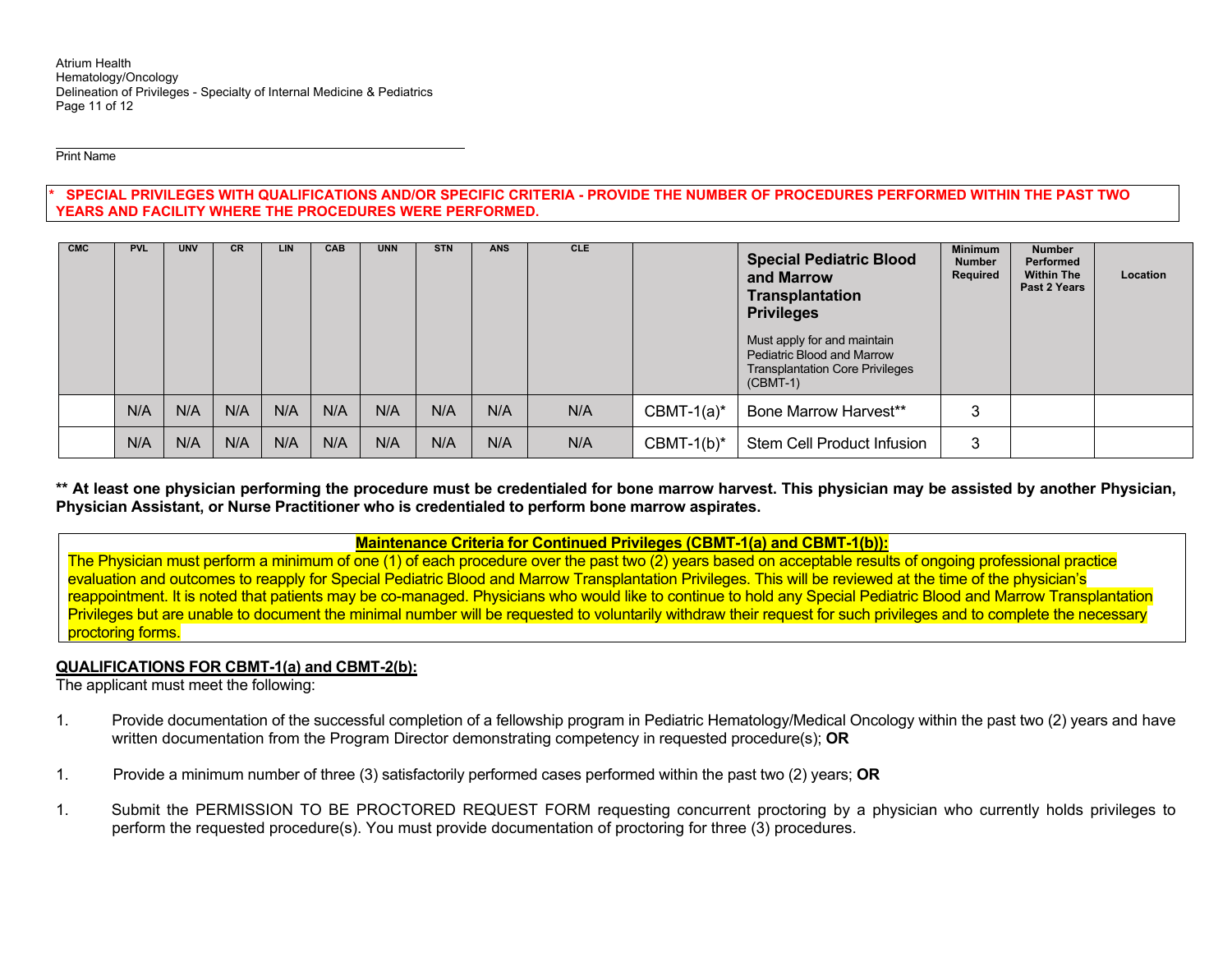Print Name

\* **SPECIAL PRIVILEGES WITH QUALIFICATIONS AND/OR SPECIFIC CRITERIA - PROVIDE THE NUMBER OF PROCEDURES PERFORMED WITHIN THE PAST TWO YEARS AND FACILITY WHERE THE PROCEDURES WERE PERFORMED.**

| CMC | PVL | UNV | CR | LIN | CAB | UNN | STN | ANS | CLE | | **Special Pediatric Blood and Marrow Transplantation Privileges**<br>Must apply for and maintain Pediatric Blood and Marrow Transplantation Core Privileges (CBMT-1) | Minimum Number Required | Number Performed Within The Past 2 Years | Location |
|---|---|---|---|---|---|---|---|---|---|---|---|---|---|---|
| | N/A | N/A | N/A | N/A | N/A | N/A | N/A | N/A | N/A | CBMT-1(a)* | Bone Marrow Harvest** | 3 | | |
| | N/A | N/A | N/A | N/A | N/A | N/A | N/A | N/A | N/A | CBMT-1(b)* | Stem Cell Product Infusion | 3 | | |

**\*\* At least one physician performing the procedure must be credentialed for bone marrow harvest. This physician may be assisted by another Physician, Physician Assistant, or Nurse Practitioner who is credentialed to perform bone marrow aspirates.**

**Maintenance Criteria for Continued Privileges (CBMT-1(a) and CBMT-1(b)):**

The Physician must perform a minimum of one (1) of each procedure over the past two (2) years based on acceptable results of ongoing professional practice evaluation and outcomes to reapply for Special Pediatric Blood and Marrow Transplantation Privileges. This will be reviewed at the time of the physician's reappointment. It is noted that patients may be co-managed. Physicians who would like to continue to hold any Special Pediatric Blood and Marrow Transplantation Privileges but are unable to document the minimal number will be requested to voluntarily withdraw their request for such privileges and to complete the necessary proctoring forms.

**QUALIFICATIONS FOR CBMT-1(a) and CBMT-2(b):**

The applicant must meet the following:

1. Provide documentation of the successful completion of a fellowship program in Pediatric Hematology/Medical Oncology within the past two (2) years and have written documentation from the Program Director demonstrating competency in requested procedure(s); **OR**

1. Provide a minimum number of three (3) satisfactorily performed cases performed within the past two (2) years; **OR**

1. Submit the PERMISSION TO BE PROCTORED REQUEST FORM requesting concurrent proctoring by a physician who currently holds privileges to perform the requested procedure(s). You must provide documentation of proctoring for three (3) procedures.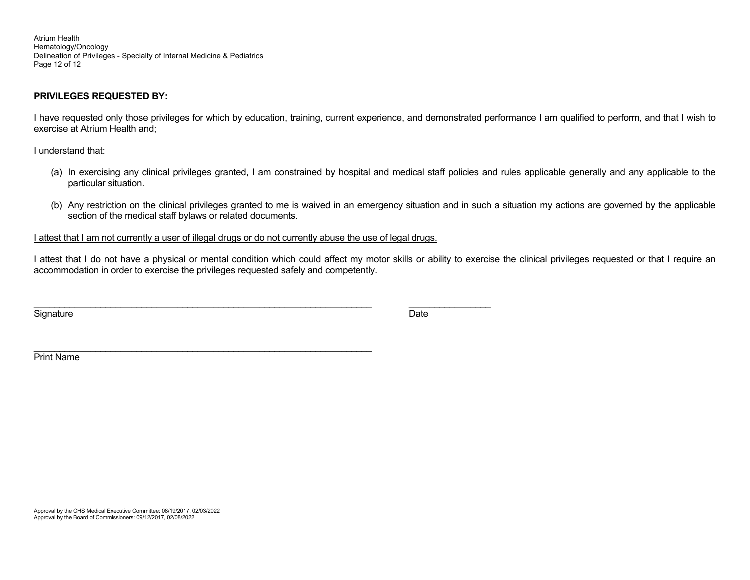**PRIVILEGES REQUESTED BY:**

I have requested only those privileges for which by education, training, current experience, and demonstrated performance I am qualified to perform, and that I wish to exercise at Atrium Health and;

I understand that:

(a) In exercising any clinical privileges granted, I am constrained by hospital and medical staff policies and rules applicable generally and any applicable to the particular situation.

(b) Any restriction on the clinical privileges granted to me is waived in an emergency situation and in such a situation my actions are governed by the applicable section of the medical staff bylaws or related documents.

<u>I attest that I am not currently a user of illegal drugs or do not currently abuse the use of legal drugs.</u>

<u>I attest that I do not have a physical or mental condition which could affect my motor skills or ability to exercise the clinical privileges requested or that I require an accommodation in order to exercise the privileges requested safely and competently.</u>

\_\_\_\_\_\_\_\_\_\_\_\_\_\_\_\_\_\_\_\_\_\_\_\_\_\_\_\_\_\_\_\_\_\_\_\_\_\_\_\_\_\_\_\_\_\_\_\_\_\_\_\_\_\_\_\_\_\_\_\_\_\_\_\_\_\_\_\_ \_\_\_\_\_\_\_\_\_\_\_\_\_\_\_\_\_
Signature Date

\_\_\_\_\_\_\_\_\_\_\_\_\_\_\_\_\_\_\_\_\_\_\_\_\_\_\_\_\_\_\_\_\_\_\_\_\_\_\_\_\_\_\_\_\_\_\_\_\_\_\_\_\_\_\_\_\_\_\_\_\_\_\_\_\_\_\_\_
Print Name

Approval by the CHS Medical Executive Committee: 08/19/2017, 02/03/2022
Approval by the Board of Commissioners: 09/12/2017, 02/08/2022